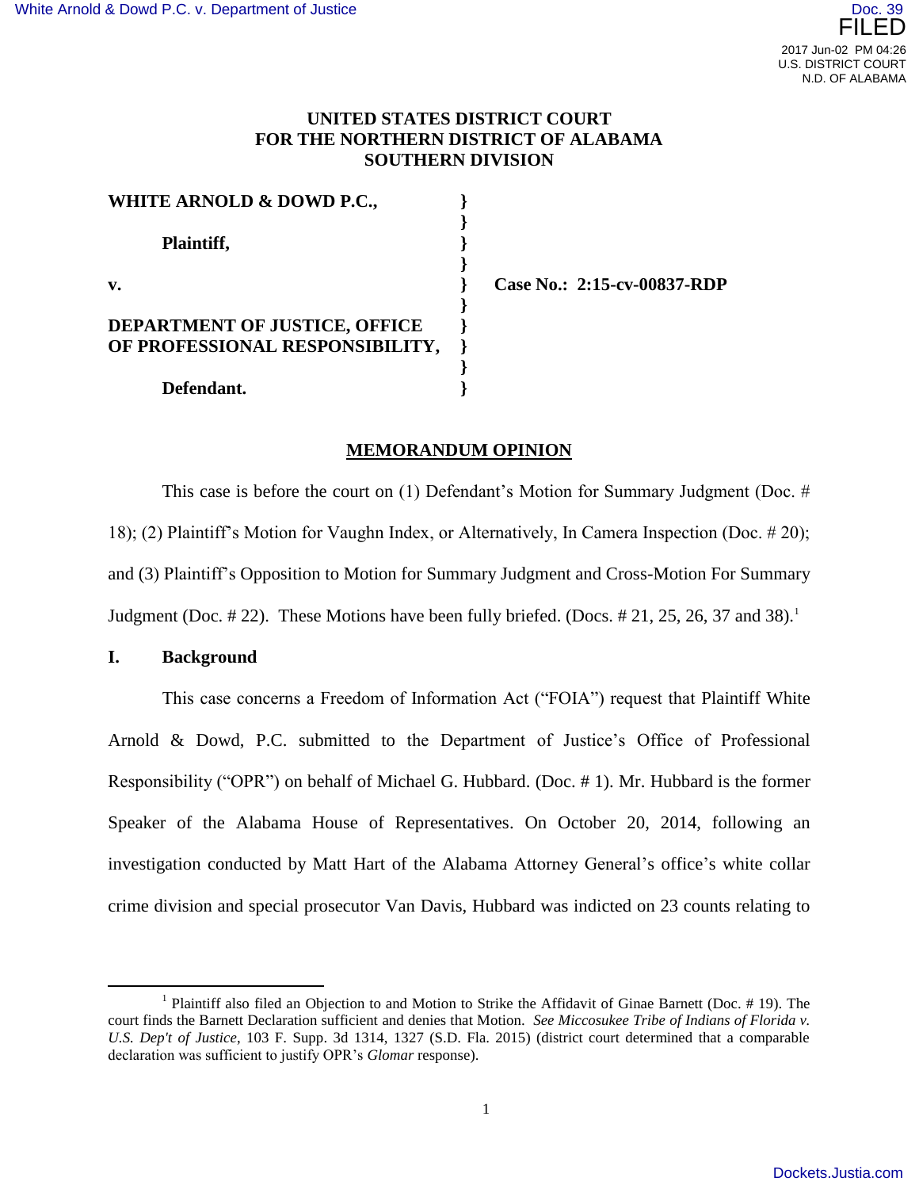**UNITED STATES DISTRICT COURT**
**FOR THE NORTHERN DISTRICT OF ALABAMA**
**SOUTHERN DIVISION**

| | | |
|---|---|---|
| **WHITE ARNOLD & DOWD P.C.,** | } | |
| | } | |
| **Plaintiff,** | } | |
| | } | |
| **v.** | } | **Case No.: 2:15-cv-00837-RDP** |
| | } | |
| **DEPARTMENT OF JUSTICE, OFFICE OF PROFESSIONAL RESPONSIBILITY,** | } | |
| | } | |
| **Defendant.** | } | |

## MEMORANDUM OPINION

This case is before the court on (1) Defendant's Motion for Summary Judgment (Doc. # 18); (2) Plaintiff's Motion for Vaughn Index, or Alternatively, In Camera Inspection (Doc. # 20); and (3) Plaintiff's Opposition to Motion for Summary Judgment and Cross-Motion For Summary Judgment (Doc. # 22). These Motions have been fully briefed. (Docs. # 21, 25, 26, 37 and 38).[1]

## I. Background

This case concerns a Freedom of Information Act ("FOIA") request that Plaintiff White Arnold & Dowd, P.C. submitted to the Department of Justice's Office of Professional Responsibility ("OPR") on behalf of Michael G. Hubbard. (Doc. # 1). Mr. Hubbard is the former Speaker of the Alabama House of Representatives. On October 20, 2014, following an investigation conducted by Matt Hart of the Alabama Attorney General's office's white collar crime division and special prosecutor Van Davis, Hubbard was indicted on 23 counts relating to

---

[1] Plaintiff also filed an Objection to and Motion to Strike the Affidavit of Ginae Barnett (Doc. # 19). The court finds the Barnett Declaration sufficient and denies that Motion. *See Miccosukee Tribe of Indians of Florida v. U.S. Dep't of Justice*, 103 F. Supp. 3d 1314, 1327 (S.D. Fla. 2015) (district court determined that a comparable declaration was sufficient to justify OPR's *Glomar* response).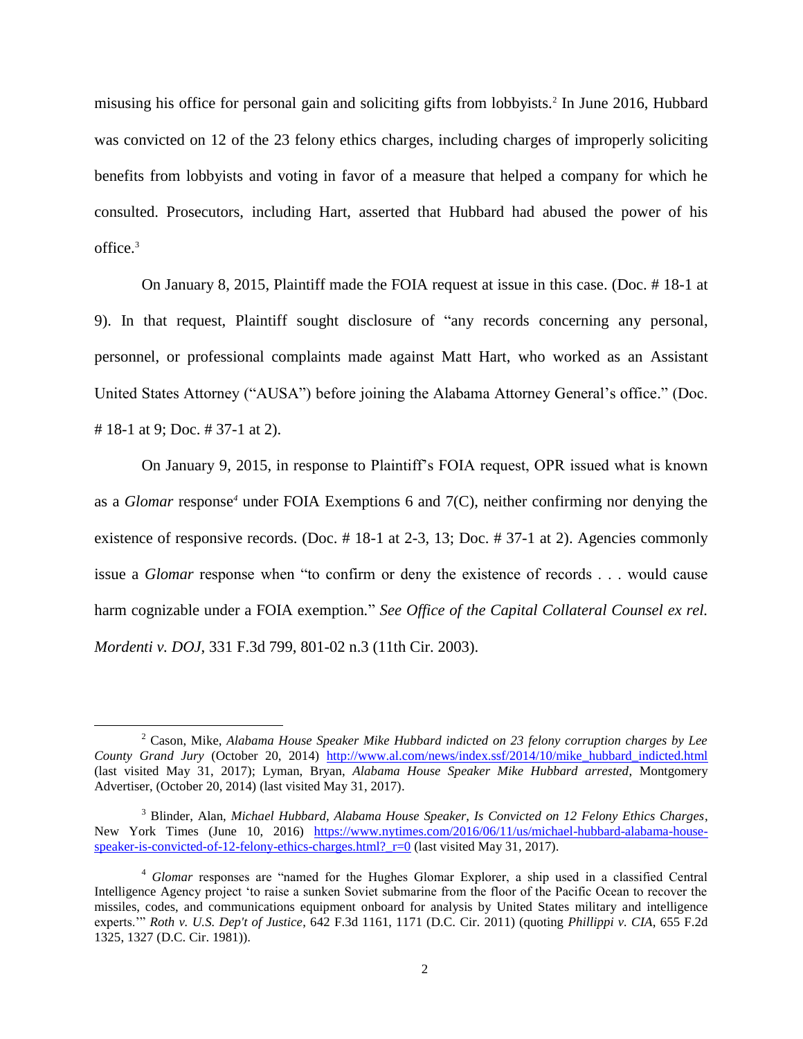misusing his office for personal gain and soliciting gifts from lobbyists.[2] In June 2016, Hubbard was convicted on 12 of the 23 felony ethics charges, including charges of improperly soliciting benefits from lobbyists and voting in favor of a measure that helped a company for which he consulted. Prosecutors, including Hart, asserted that Hubbard had abused the power of his office.[3]

On January 8, 2015, Plaintiff made the FOIA request at issue in this case. (Doc. # 18-1 at 9). In that request, Plaintiff sought disclosure of "any records concerning any personal, personnel, or professional complaints made against Matt Hart, who worked as an Assistant United States Attorney ("AUSA") before joining the Alabama Attorney General's office." (Doc. # 18-1 at 9; Doc. # 37-1 at 2).

On January 9, 2015, in response to Plaintiff's FOIA request, OPR issued what is known as a *Glomar* response[4] under FOIA Exemptions 6 and 7(C), neither confirming nor denying the existence of responsive records. (Doc. # 18-1 at 2-3, 13; Doc. # 37-1 at 2). Agencies commonly issue a *Glomar* response when "to confirm or deny the existence of records . . . would cause harm cognizable under a FOIA exemption." *See Office of the Capital Collateral Counsel ex rel. Mordenti v. DOJ*, 331 F.3d 799, 801-02 n.3 (11th Cir. 2003).

---

[2] Cason, Mike, *Alabama House Speaker Mike Hubbard indicted on 23 felony corruption charges by Lee County Grand Jury* (October 20, 2014) http://www.al.com/news/index.ssf/2014/10/mike_hubbard_indicted.html (last visited May 31, 2017); Lyman, Bryan, *Alabama House Speaker Mike Hubbard arrested*, Montgomery Advertiser, (October 20, 2014) (last visited May 31, 2017).

[3] Blinder, Alan, *Michael Hubbard, Alabama House Speaker, Is Convicted on 12 Felony Ethics Charges*, New York Times (June 10, 2016) https://www.nytimes.com/2016/06/11/us/michael-hubbard-alabama-house-speaker-is-convicted-of-12-felony-ethics-charges.html?_r=0 (last visited May 31, 2017).

[4] *Glomar* responses are "named for the Hughes Glomar Explorer, a ship used in a classified Central Intelligence Agency project 'to raise a sunken Soviet submarine from the floor of the Pacific Ocean to recover the missiles, codes, and communications equipment onboard for analysis by United States military and intelligence experts.'" *Roth v. U.S. Dep't of Justice*, 642 F.3d 1161, 1171 (D.C. Cir. 2011) (quoting *Phillippi v. CIA*, 655 F.2d 1325, 1327 (D.C. Cir. 1981)).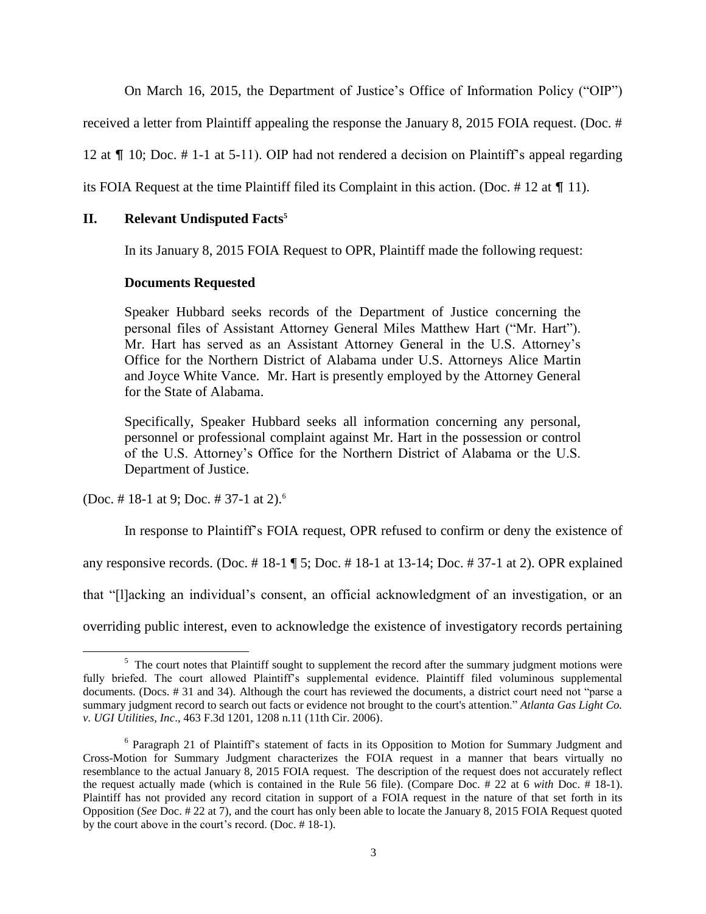On March 16, 2015, the Department of Justice's Office of Information Policy ("OIP") received a letter from Plaintiff appealing the response the January 8, 2015 FOIA request. (Doc. # 12 at ¶ 10; Doc. # 1-1 at 5-11). OIP had not rendered a decision on Plaintiff's appeal regarding its FOIA Request at the time Plaintiff filed its Complaint in this action. (Doc. # 12 at ¶ 11).

## II. Relevant Undisputed Facts[5]

In its January 8, 2015 FOIA Request to OPR, Plaintiff made the following request:

> **Documents Requested**
>
> Speaker Hubbard seeks records of the Department of Justice concerning the personal files of Assistant Attorney General Miles Matthew Hart ("Mr. Hart"). Mr. Hart has served as an Assistant Attorney General in the U.S. Attorney's Office for the Northern District of Alabama under U.S. Attorneys Alice Martin and Joyce White Vance. Mr. Hart is presently employed by the Attorney General for the State of Alabama.
>
> Specifically, Speaker Hubbard seeks all information concerning any personal, personnel or professional complaint against Mr. Hart in the possession or control of the U.S. Attorney's Office for the Northern District of Alabama or the U.S. Department of Justice.

(Doc. # 18-1 at 9; Doc. # 37-1 at 2).[6]

In response to Plaintiff's FOIA request, OPR refused to confirm or deny the existence of any responsive records. (Doc. # 18-1 ¶ 5; Doc. # 18-1 at 13-14; Doc. # 37-1 at 2). OPR explained that "[l]acking an individual's consent, an official acknowledgment of an investigation, or an overriding public interest, even to acknowledge the existence of investigatory records pertaining

---

[5] The court notes that Plaintiff sought to supplement the record after the summary judgment motions were fully briefed. The court allowed Plaintiff's supplemental evidence. Plaintiff filed voluminous supplemental documents. (Docs. # 31 and 34). Although the court has reviewed the documents, a district court need not "parse a summary judgment record to search out facts or evidence not brought to the court's attention." *Atlanta Gas Light Co. v. UGI Utilities, Inc*., 463 F.3d 1201, 1208 n.11 (11th Cir. 2006).

[6] Paragraph 21 of Plaintiff's statement of facts in its Opposition to Motion for Summary Judgment and Cross-Motion for Summary Judgment characterizes the FOIA request in a manner that bears virtually no resemblance to the actual January 8, 2015 FOIA request. The description of the request does not accurately reflect the request actually made (which is contained in the Rule 56 file). (Compare Doc. # 22 at 6 *with* Doc. # 18-1). Plaintiff has not provided any record citation in support of a FOIA request in the nature of that set forth in its Opposition (*See* Doc. # 22 at 7), and the court has only been able to locate the January 8, 2015 FOIA Request quoted by the court above in the court's record. (Doc. # 18-1).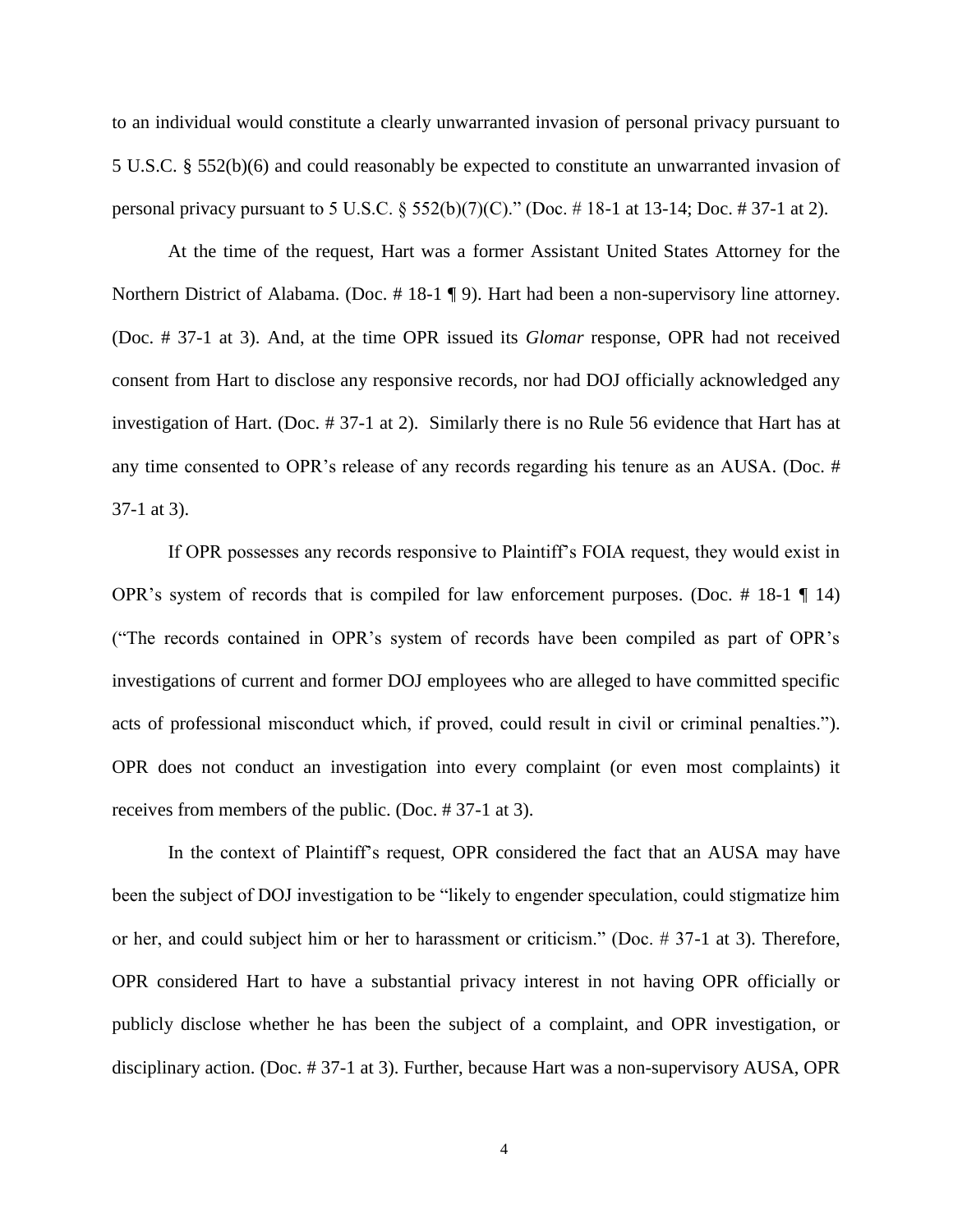to an individual would constitute a clearly unwarranted invasion of personal privacy pursuant to 5 U.S.C. § 552(b)(6) and could reasonably be expected to constitute an unwarranted invasion of personal privacy pursuant to 5 U.S.C. § 552(b)(7)(C)." (Doc. # 18-1 at 13-14; Doc. # 37-1 at 2).

At the time of the request, Hart was a former Assistant United States Attorney for the Northern District of Alabama. (Doc. # 18-1 ¶ 9). Hart had been a non-supervisory line attorney. (Doc. # 37-1 at 3). And, at the time OPR issued its *Glomar* response, OPR had not received consent from Hart to disclose any responsive records, nor had DOJ officially acknowledged any investigation of Hart. (Doc. # 37-1 at 2). Similarly there is no Rule 56 evidence that Hart has at any time consented to OPR's release of any records regarding his tenure as an AUSA. (Doc. # 37-1 at 3).

If OPR possesses any records responsive to Plaintiff's FOIA request, they would exist in OPR's system of records that is compiled for law enforcement purposes. (Doc. # 18-1 ¶ 14) ("The records contained in OPR's system of records have been compiled as part of OPR's investigations of current and former DOJ employees who are alleged to have committed specific acts of professional misconduct which, if proved, could result in civil or criminal penalties."). OPR does not conduct an investigation into every complaint (or even most complaints) it receives from members of the public. (Doc. # 37-1 at 3).

In the context of Plaintiff's request, OPR considered the fact that an AUSA may have been the subject of DOJ investigation to be "likely to engender speculation, could stigmatize him or her, and could subject him or her to harassment or criticism." (Doc. # 37-1 at 3). Therefore, OPR considered Hart to have a substantial privacy interest in not having OPR officially or publicly disclose whether he has been the subject of a complaint, and OPR investigation, or disciplinary action. (Doc. # 37-1 at 3). Further, because Hart was a non-supervisory AUSA, OPR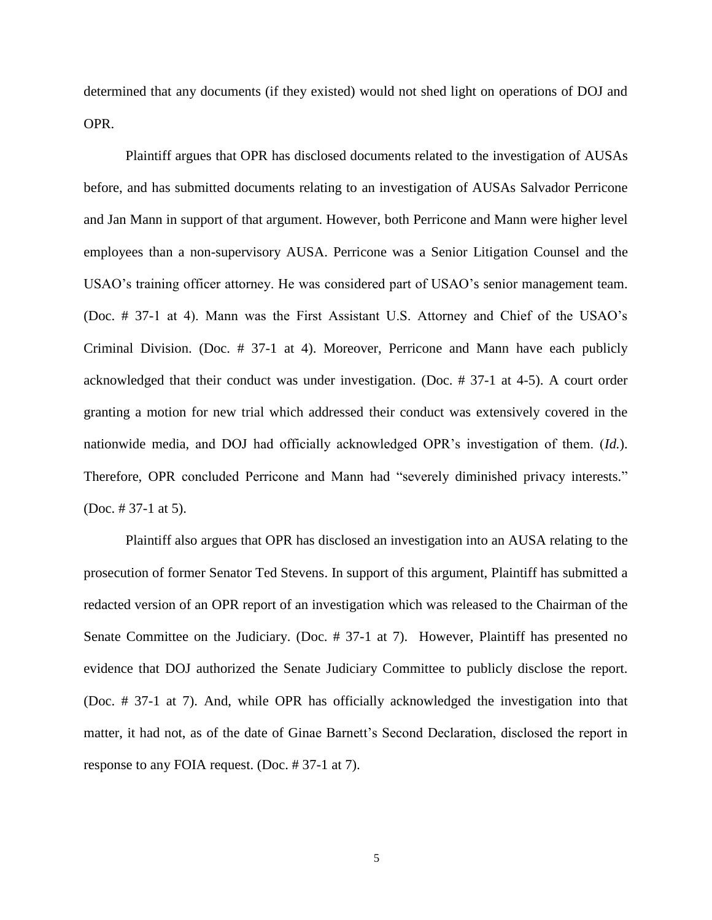determined that any documents (if they existed) would not shed light on operations of DOJ and OPR.

Plaintiff argues that OPR has disclosed documents related to the investigation of AUSAs before, and has submitted documents relating to an investigation of AUSAs Salvador Perricone and Jan Mann in support of that argument. However, both Perricone and Mann were higher level employees than a non-supervisory AUSA. Perricone was a Senior Litigation Counsel and the USAO's training officer attorney. He was considered part of USAO's senior management team. (Doc. # 37-1 at 4). Mann was the First Assistant U.S. Attorney and Chief of the USAO's Criminal Division. (Doc. # 37-1 at 4). Moreover, Perricone and Mann have each publicly acknowledged that their conduct was under investigation. (Doc. # 37-1 at 4-5). A court order granting a motion for new trial which addressed their conduct was extensively covered in the nationwide media, and DOJ had officially acknowledged OPR's investigation of them. (*Id.*). Therefore, OPR concluded Perricone and Mann had "severely diminished privacy interests." (Doc. # 37-1 at 5).

Plaintiff also argues that OPR has disclosed an investigation into an AUSA relating to the prosecution of former Senator Ted Stevens. In support of this argument, Plaintiff has submitted a redacted version of an OPR report of an investigation which was released to the Chairman of the Senate Committee on the Judiciary. (Doc. # 37-1 at 7). However, Plaintiff has presented no evidence that DOJ authorized the Senate Judiciary Committee to publicly disclose the report. (Doc. # 37-1 at 7). And, while OPR has officially acknowledged the investigation into that matter, it had not, as of the date of Ginae Barnett's Second Declaration, disclosed the report in response to any FOIA request. (Doc. # 37-1 at 7).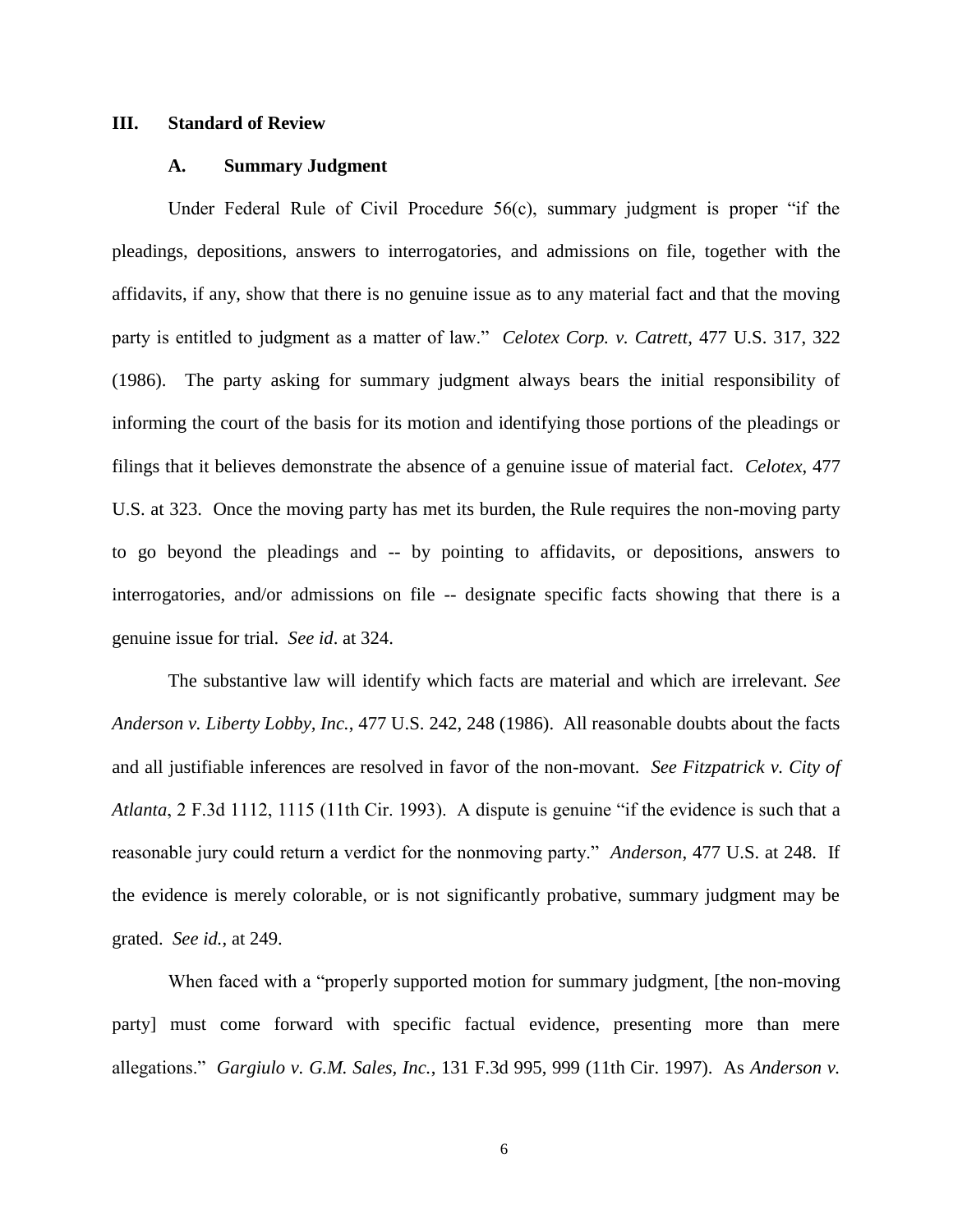## III. Standard of Review

### A. Summary Judgment

Under Federal Rule of Civil Procedure 56(c), summary judgment is proper "if the pleadings, depositions, answers to interrogatories, and admissions on file, together with the affidavits, if any, show that there is no genuine issue as to any material fact and that the moving party is entitled to judgment as a matter of law." *Celotex Corp. v. Catrett*, 477 U.S. 317, 322 (1986). The party asking for summary judgment always bears the initial responsibility of informing the court of the basis for its motion and identifying those portions of the pleadings or filings that it believes demonstrate the absence of a genuine issue of material fact. *Celotex*, 477 U.S. at 323. Once the moving party has met its burden, the Rule requires the non-moving party to go beyond the pleadings and -- by pointing to affidavits, or depositions, answers to interrogatories, and/or admissions on file -- designate specific facts showing that there is a genuine issue for trial. *See id*. at 324.

The substantive law will identify which facts are material and which are irrelevant. *See Anderson v. Liberty Lobby, Inc.*, 477 U.S. 242, 248 (1986). All reasonable doubts about the facts and all justifiable inferences are resolved in favor of the non-movant. *See Fitzpatrick v. City of Atlanta*, 2 F.3d 1112, 1115 (11th Cir. 1993). A dispute is genuine "if the evidence is such that a reasonable jury could return a verdict for the nonmoving party." *Anderson*, 477 U.S. at 248. If the evidence is merely colorable, or is not significantly probative, summary judgment may be grated. *See id.*, at 249.

When faced with a "properly supported motion for summary judgment, [the non-moving party] must come forward with specific factual evidence, presenting more than mere allegations." *Gargiulo v. G.M. Sales, Inc.*, 131 F.3d 995, 999 (11th Cir. 1997). As *Anderson v.*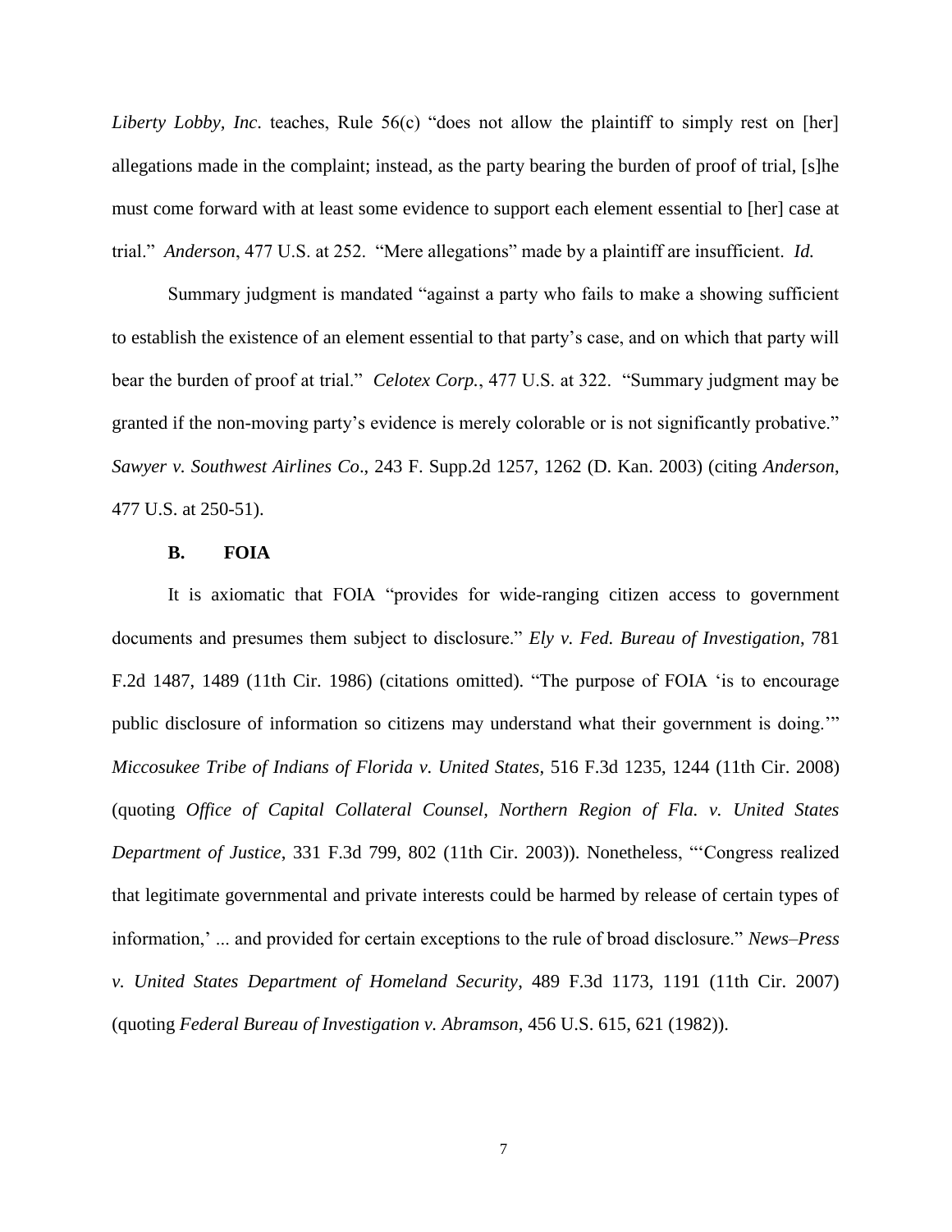*Liberty Lobby, Inc*. teaches, Rule 56(c) "does not allow the plaintiff to simply rest on [her] allegations made in the complaint; instead, as the party bearing the burden of proof of trial, [s]he must come forward with at least some evidence to support each element essential to [her] case at trial." *Anderson*, 477 U.S. at 252. "Mere allegations" made by a plaintiff are insufficient. *Id.*

Summary judgment is mandated "against a party who fails to make a showing sufficient to establish the existence of an element essential to that party's case, and on which that party will bear the burden of proof at trial." *Celotex Corp.*, 477 U.S. at 322. "Summary judgment may be granted if the non-moving party's evidence is merely colorable or is not significantly probative." *Sawyer v. Southwest Airlines Co*., 243 F. Supp.2d 1257, 1262 (D. Kan. 2003) (citing *Anderson*, 477 U.S. at 250-51).

### B. FOIA

It is axiomatic that FOIA "provides for wide-ranging citizen access to government documents and presumes them subject to disclosure." *Ely v. Fed. Bureau of Investigation*, 781 F.2d 1487, 1489 (11th Cir. 1986) (citations omitted). "The purpose of FOIA 'is to encourage public disclosure of information so citizens may understand what their government is doing.'" *Miccosukee Tribe of Indians of Florida v. United States*, 516 F.3d 1235, 1244 (11th Cir. 2008) (quoting *Office of Capital Collateral Counsel, Northern Region of Fla. v. United States Department of Justice*, 331 F.3d 799, 802 (11th Cir. 2003)). Nonetheless, "'Congress realized that legitimate governmental and private interests could be harmed by release of certain types of information,' ... and provided for certain exceptions to the rule of broad disclosure." *News–Press v. United States Department of Homeland Security*, 489 F.3d 1173, 1191 (11th Cir. 2007) (quoting *Federal Bureau of Investigation v. Abramson*, 456 U.S. 615, 621 (1982)).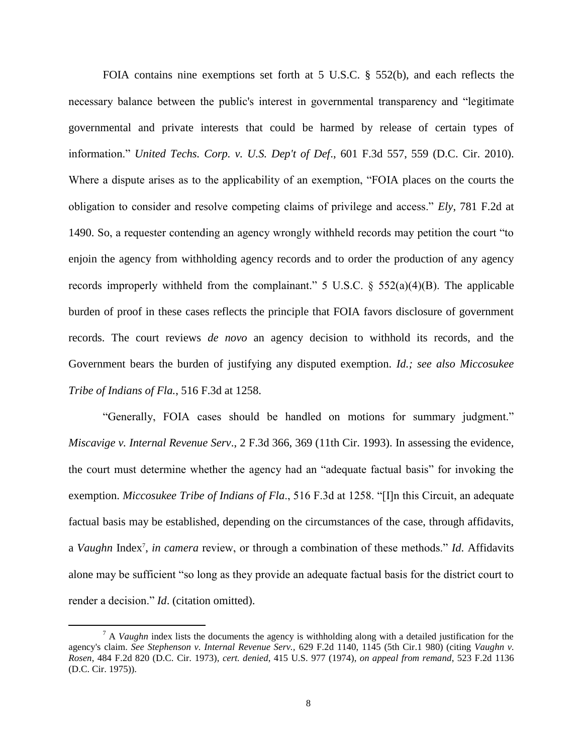FOIA contains nine exemptions set forth at 5 U.S.C. § 552(b), and each reflects the necessary balance between the public's interest in governmental transparency and "legitimate governmental and private interests that could be harmed by release of certain types of information." *United Techs. Corp. v. U.S. Dep't of Def*., 601 F.3d 557, 559 (D.C. Cir. 2010). Where a dispute arises as to the applicability of an exemption, "FOIA places on the courts the obligation to consider and resolve competing claims of privilege and access." *Ely*, 781 F.2d at 1490. So, a requester contending an agency wrongly withheld records may petition the court "to enjoin the agency from withholding agency records and to order the production of any agency records improperly withheld from the complainant." 5 U.S.C. § 552(a)(4)(B). The applicable burden of proof in these cases reflects the principle that FOIA favors disclosure of government records. The court reviews *de novo* an agency decision to withhold its records, and the Government bears the burden of justifying any disputed exemption. *Id.; see also Miccosukee Tribe of Indians of Fla.*, 516 F.3d at 1258.

"Generally, FOIA cases should be handled on motions for summary judgment." *Miscavige v. Internal Revenue Serv*., 2 F.3d 366, 369 (11th Cir. 1993). In assessing the evidence, the court must determine whether the agency had an "adequate factual basis" for invoking the exemption. *Miccosukee Tribe of Indians of Fla*., 516 F.3d at 1258. "[I]n this Circuit, an adequate factual basis may be established, depending on the circumstances of the case, through affidavits, a *Vaughn* Index[7], *in camera* review, or through a combination of these methods." *Id*. Affidavits alone may be sufficient "so long as they provide an adequate factual basis for the district court to render a decision." *Id*. (citation omitted).

[7] A *Vaughn* index lists the documents the agency is withholding along with a detailed justification for the agency's claim. *See Stephenson v. Internal Revenue Serv.,* 629 F.2d 1140, 1145 (5th Cir.1 980) (citing *Vaughn v. Rosen*, 484 F.2d 820 (D.C. Cir. 1973), *cert. denied*, 415 U.S. 977 (1974), *on appeal from remand*, 523 F.2d 1136 (D.C. Cir. 1975)).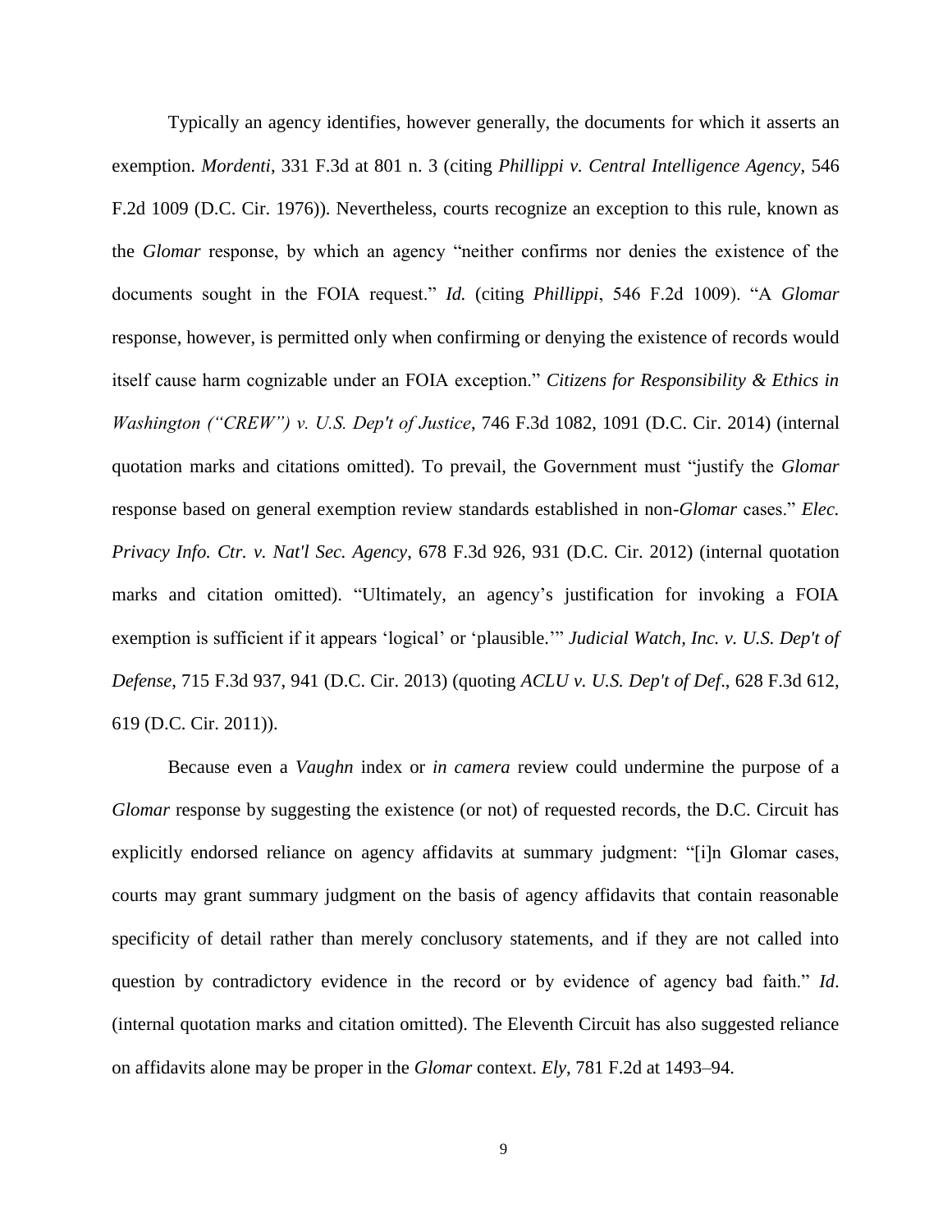Typically an agency identifies, however generally, the documents for which it asserts an exemption. *Mordenti*, 331 F.3d at 801 n. 3 (citing *Phillippi v. Central Intelligence Agency*, 546 F.2d 1009 (D.C. Cir. 1976)). Nevertheless, courts recognize an exception to this rule, known as the *Glomar* response, by which an agency "neither confirms nor denies the existence of the documents sought in the FOIA request." *Id.* (citing *Phillippi*, 546 F.2d 1009). "A *Glomar* response, however, is permitted only when confirming or denying the existence of records would itself cause harm cognizable under an FOIA exception." *Citizens for Responsibility & Ethics in Washington ("CREW") v. U.S. Dep't of Justice*, 746 F.3d 1082, 1091 (D.C. Cir. 2014) (internal quotation marks and citations omitted). To prevail, the Government must "justify the *Glomar* response based on general exemption review standards established in non-*Glomar* cases." *Elec. Privacy Info. Ctr. v. Nat'l Sec. Agency*, 678 F.3d 926, 931 (D.C. Cir. 2012) (internal quotation marks and citation omitted). "Ultimately, an agency's justification for invoking a FOIA exemption is sufficient if it appears 'logical' or 'plausible.'" *Judicial Watch, Inc. v. U.S. Dep't of Defense*, 715 F.3d 937, 941 (D.C. Cir. 2013) (quoting *ACLU v. U.S. Dep't of Def*., 628 F.3d 612, 619 (D.C. Cir. 2011)).

Because even a *Vaughn* index or *in camera* review could undermine the purpose of a *Glomar* response by suggesting the existence (or not) of requested records, the D.C. Circuit has explicitly endorsed reliance on agency affidavits at summary judgment: "[i]n Glomar cases, courts may grant summary judgment on the basis of agency affidavits that contain reasonable specificity of detail rather than merely conclusory statements, and if they are not called into question by contradictory evidence in the record or by evidence of agency bad faith." *Id.* (internal quotation marks and citation omitted). The Eleventh Circuit has also suggested reliance on affidavits alone may be proper in the *Glomar* context. *Ely*, 781 F.2d at 1493–94.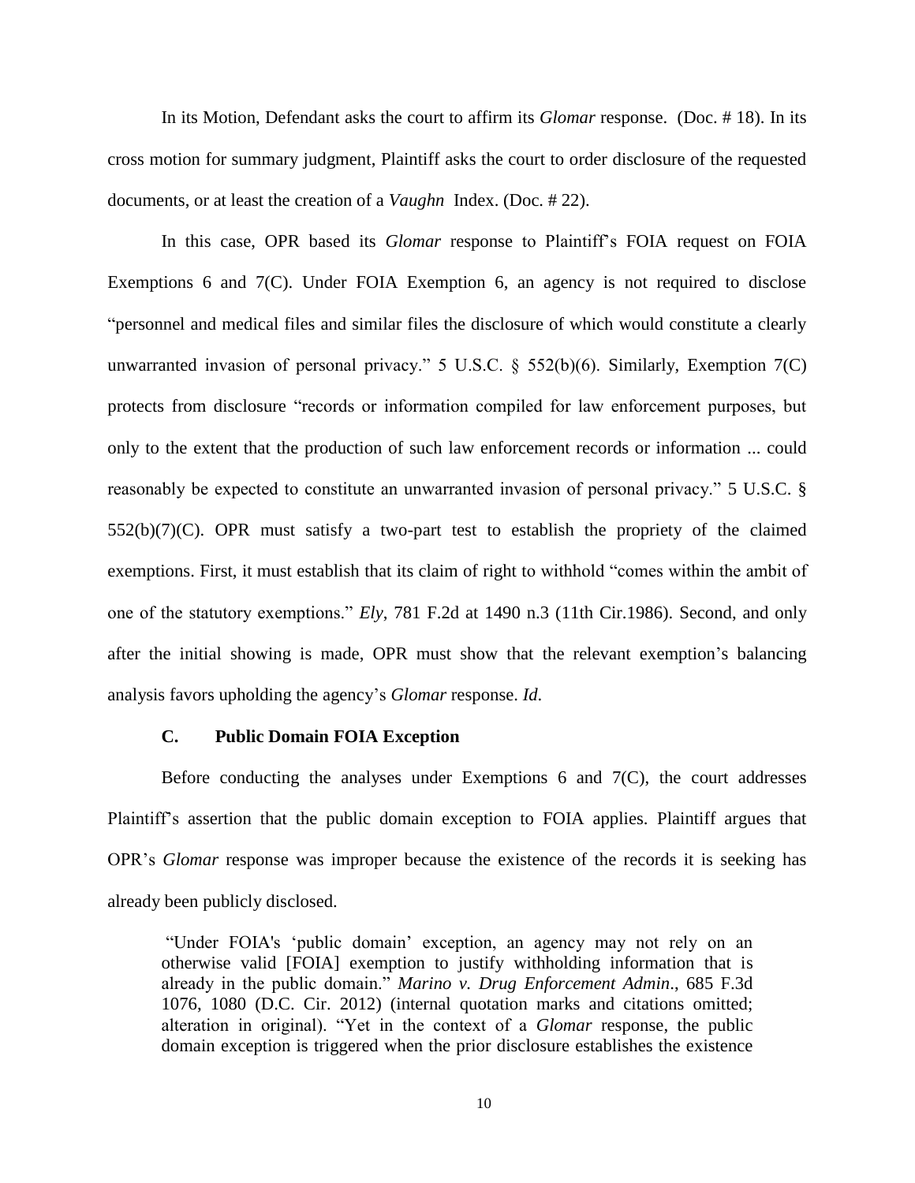In its Motion, Defendant asks the court to affirm its *Glomar* response. (Doc. # 18). In its cross motion for summary judgment, Plaintiff asks the court to order disclosure of the requested documents, or at least the creation of a *Vaughn* Index. (Doc. # 22).

In this case, OPR based its *Glomar* response to Plaintiff's FOIA request on FOIA Exemptions 6 and 7(C). Under FOIA Exemption 6, an agency is not required to disclose "personnel and medical files and similar files the disclosure of which would constitute a clearly unwarranted invasion of personal privacy." 5 U.S.C. § 552(b)(6). Similarly, Exemption 7(C) protects from disclosure "records or information compiled for law enforcement purposes, but only to the extent that the production of such law enforcement records or information ... could reasonably be expected to constitute an unwarranted invasion of personal privacy." 5 U.S.C. § 552(b)(7)(C). OPR must satisfy a two-part test to establish the propriety of the claimed exemptions. First, it must establish that its claim of right to withhold "comes within the ambit of one of the statutory exemptions." *Ely*, 781 F.2d at 1490 n.3 (11th Cir.1986). Second, and only after the initial showing is made, OPR must show that the relevant exemption's balancing analysis favors upholding the agency's *Glomar* response. *Id.*

### C. Public Domain FOIA Exception

Before conducting the analyses under Exemptions 6 and 7(C), the court addresses Plaintiff's assertion that the public domain exception to FOIA applies. Plaintiff argues that OPR's *Glomar* response was improper because the existence of the records it is seeking has already been publicly disclosed.

> "Under FOIA's 'public domain' exception, an agency may not rely on an otherwise valid [FOIA] exemption to justify withholding information that is already in the public domain." *Marino v. Drug Enforcement Admin*., 685 F.3d 1076, 1080 (D.C. Cir. 2012) (internal quotation marks and citations omitted; alteration in original). "Yet in the context of a *Glomar* response, the public domain exception is triggered when the prior disclosure establishes the existence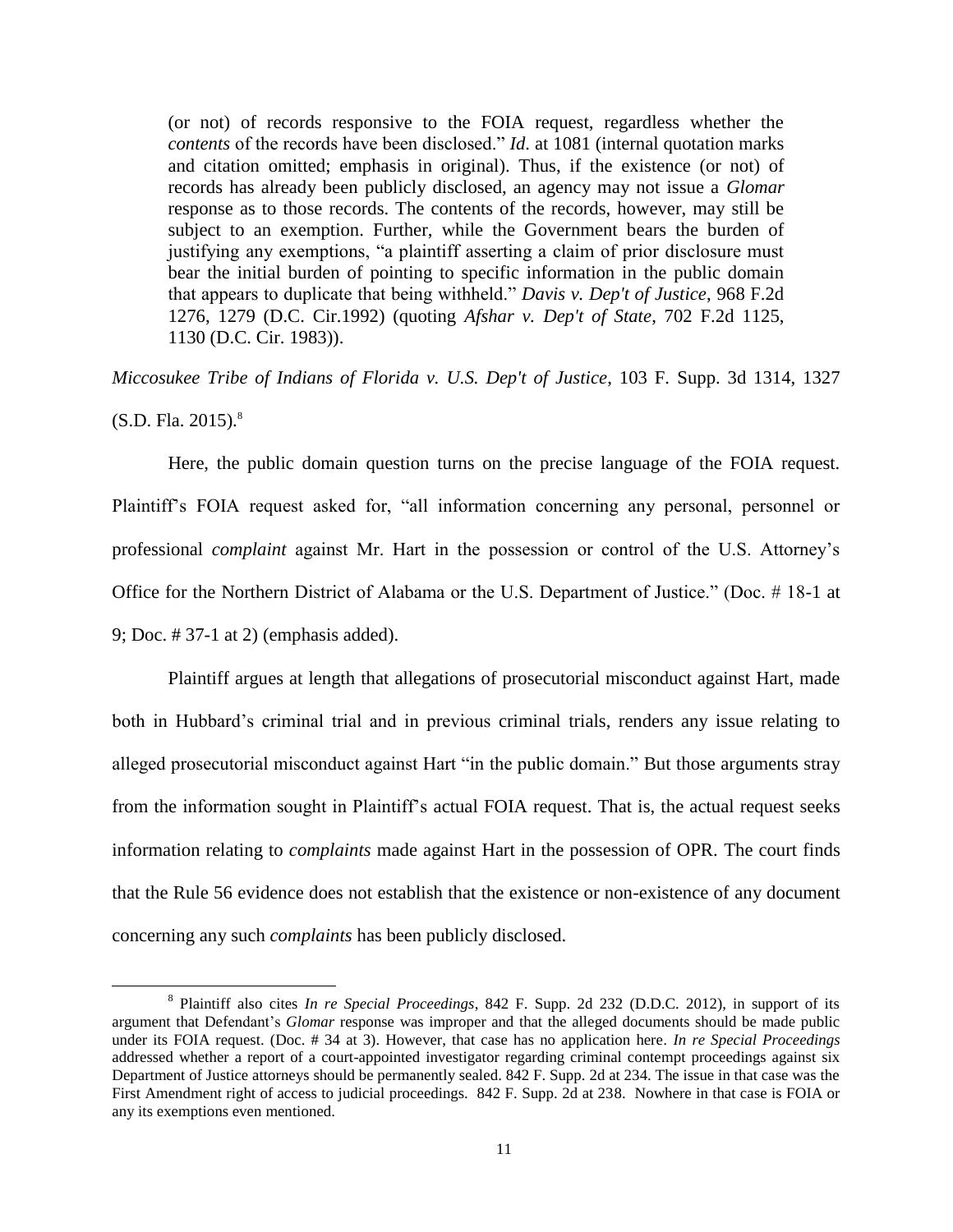(or not) of records responsive to the FOIA request, regardless whether the *contents* of the records have been disclosed." *Id.* at 1081 (internal quotation marks and citation omitted; emphasis in original). Thus, if the existence (or not) of records has already been publicly disclosed, an agency may not issue a *Glomar* response as to those records. The contents of the records, however, may still be subject to an exemption. Further, while the Government bears the burden of justifying any exemptions, "a plaintiff asserting a claim of prior disclosure must bear the initial burden of pointing to specific information in the public domain that appears to duplicate that being withheld." *Davis v. Dep't of Justice*, 968 F.2d 1276, 1279 (D.C. Cir.1992) (quoting *Afshar v. Dep't of State*, 702 F.2d 1125, 1130 (D.C. Cir. 1983)).

*Miccosukee Tribe of Indians of Florida v. U.S. Dep't of Justice*, 103 F. Supp. 3d 1314, 1327 (S.D. Fla. 2015).[8]

Here, the public domain question turns on the precise language of the FOIA request. Plaintiff's FOIA request asked for, "all information concerning any personal, personnel or professional *complaint* against Mr. Hart in the possession or control of the U.S. Attorney's Office for the Northern District of Alabama or the U.S. Department of Justice." (Doc. # 18-1 at 9; Doc. # 37-1 at 2) (emphasis added).

Plaintiff argues at length that allegations of prosecutorial misconduct against Hart, made both in Hubbard's criminal trial and in previous criminal trials, renders any issue relating to alleged prosecutorial misconduct against Hart "in the public domain." But those arguments stray from the information sought in Plaintiff's actual FOIA request. That is, the actual request seeks information relating to *complaints* made against Hart in the possession of OPR. The court finds that the Rule 56 evidence does not establish that the existence or non-existence of any document concerning any such *complaints* has been publicly disclosed.

[8] Plaintiff also cites *In re Special Proceedings*, 842 F. Supp. 2d 232 (D.D.C. 2012), in support of its argument that Defendant's *Glomar* response was improper and that the alleged documents should be made public under its FOIA request. (Doc. # 34 at 3). However, that case has no application here. *In re Special Proceedings* addressed whether a report of a court-appointed investigator regarding criminal contempt proceedings against six Department of Justice attorneys should be permanently sealed. 842 F. Supp. 2d at 234. The issue in that case was the First Amendment right of access to judicial proceedings. 842 F. Supp. 2d at 238. Nowhere in that case is FOIA or any its exemptions even mentioned.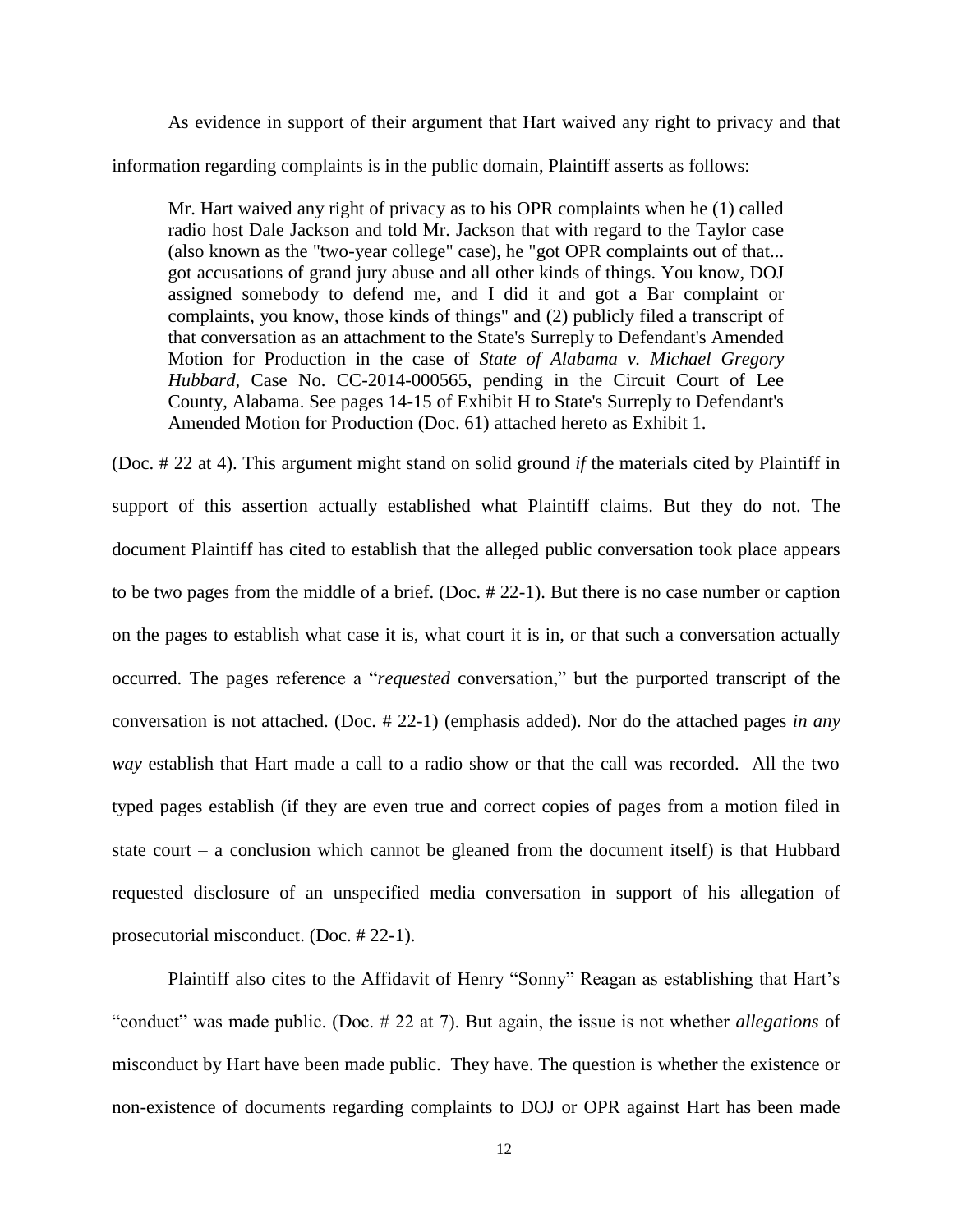As evidence in support of their argument that Hart waived any right to privacy and that information regarding complaints is in the public domain, Plaintiff asserts as follows:

> Mr. Hart waived any right of privacy as to his OPR complaints when he (1) called radio host Dale Jackson and told Mr. Jackson that with regard to the Taylor case (also known as the "two-year college" case), he "got OPR complaints out of that... got accusations of grand jury abuse and all other kinds of things. You know, DOJ assigned somebody to defend me, and I did it and got a Bar complaint or complaints, you know, those kinds of things" and (2) publicly filed a transcript of that conversation as an attachment to the State's Surreply to Defendant's Amended Motion for Production in the case of *State of Alabama v. Michael Gregory Hubbard*, Case No. CC-2014-000565, pending in the Circuit Court of Lee County, Alabama. See pages 14-15 of Exhibit H to State's Surreply to Defendant's Amended Motion for Production (Doc. 61) attached hereto as Exhibit 1.

(Doc. # 22 at 4). This argument might stand on solid ground *if* the materials cited by Plaintiff in support of this assertion actually established what Plaintiff claims. But they do not. The document Plaintiff has cited to establish that the alleged public conversation took place appears to be two pages from the middle of a brief. (Doc. # 22-1). But there is no case number or caption on the pages to establish what case it is, what court it is in, or that such a conversation actually occurred. The pages reference a "*requested* conversation," but the purported transcript of the conversation is not attached. (Doc. # 22-1) (emphasis added). Nor do the attached pages *in any way* establish that Hart made a call to a radio show or that the call was recorded. All the two typed pages establish (if they are even true and correct copies of pages from a motion filed in state court – a conclusion which cannot be gleaned from the document itself) is that Hubbard requested disclosure of an unspecified media conversation in support of his allegation of prosecutorial misconduct. (Doc. # 22-1).

Plaintiff also cites to the Affidavit of Henry "Sonny" Reagan as establishing that Hart's "conduct" was made public. (Doc. # 22 at 7). But again, the issue is not whether *allegations* of misconduct by Hart have been made public. They have. The question is whether the existence or non-existence of documents regarding complaints to DOJ or OPR against Hart has been made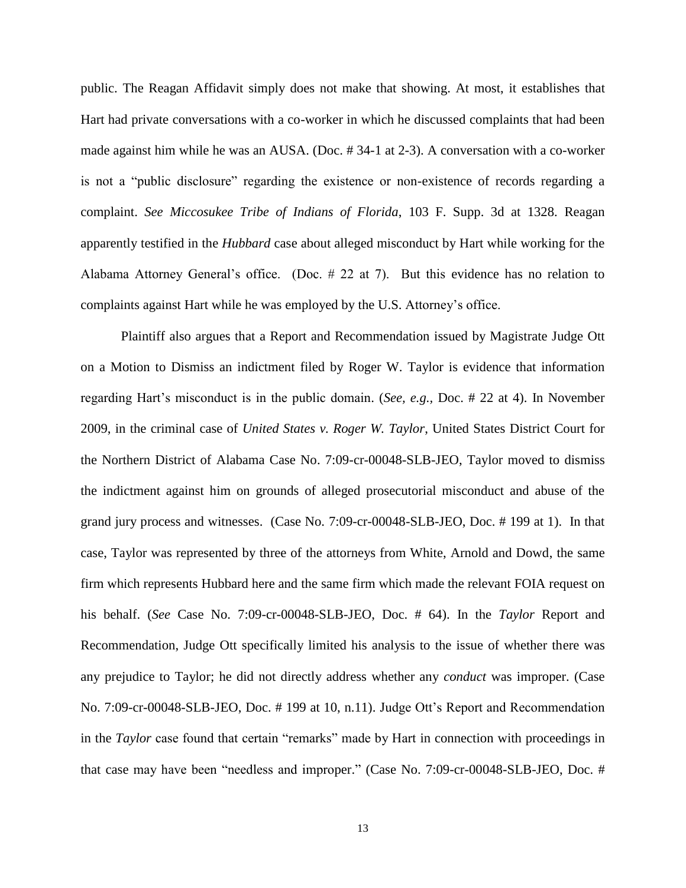public. The Reagan Affidavit simply does not make that showing. At most, it establishes that Hart had private conversations with a co-worker in which he discussed complaints that had been made against him while he was an AUSA. (Doc. # 34-1 at 2-3). A conversation with a co-worker is not a "public disclosure" regarding the existence or non-existence of records regarding a complaint. *See Miccosukee Tribe of Indians of Florida*, 103 F. Supp. 3d at 1328. Reagan apparently testified in the *Hubbard* case about alleged misconduct by Hart while working for the Alabama Attorney General's office. (Doc. # 22 at 7). But this evidence has no relation to complaints against Hart while he was employed by the U.S. Attorney's office.

Plaintiff also argues that a Report and Recommendation issued by Magistrate Judge Ott on a Motion to Dismiss an indictment filed by Roger W. Taylor is evidence that information regarding Hart's misconduct is in the public domain. (*See, e.g.*, Doc. # 22 at 4). In November 2009, in the criminal case of *United States v. Roger W. Taylor*, United States District Court for the Northern District of Alabama Case No. 7:09-cr-00048-SLB-JEO, Taylor moved to dismiss the indictment against him on grounds of alleged prosecutorial misconduct and abuse of the grand jury process and witnesses. (Case No. 7:09-cr-00048-SLB-JEO, Doc. # 199 at 1). In that case, Taylor was represented by three of the attorneys from White, Arnold and Dowd, the same firm which represents Hubbard here and the same firm which made the relevant FOIA request on his behalf. (*See* Case No. 7:09-cr-00048-SLB-JEO, Doc. # 64). In the *Taylor* Report and Recommendation, Judge Ott specifically limited his analysis to the issue of whether there was any prejudice to Taylor; he did not directly address whether any *conduct* was improper. (Case No. 7:09-cr-00048-SLB-JEO, Doc. # 199 at 10, n.11). Judge Ott's Report and Recommendation in the *Taylor* case found that certain "remarks" made by Hart in connection with proceedings in that case may have been "needless and improper." (Case No. 7:09-cr-00048-SLB-JEO, Doc. #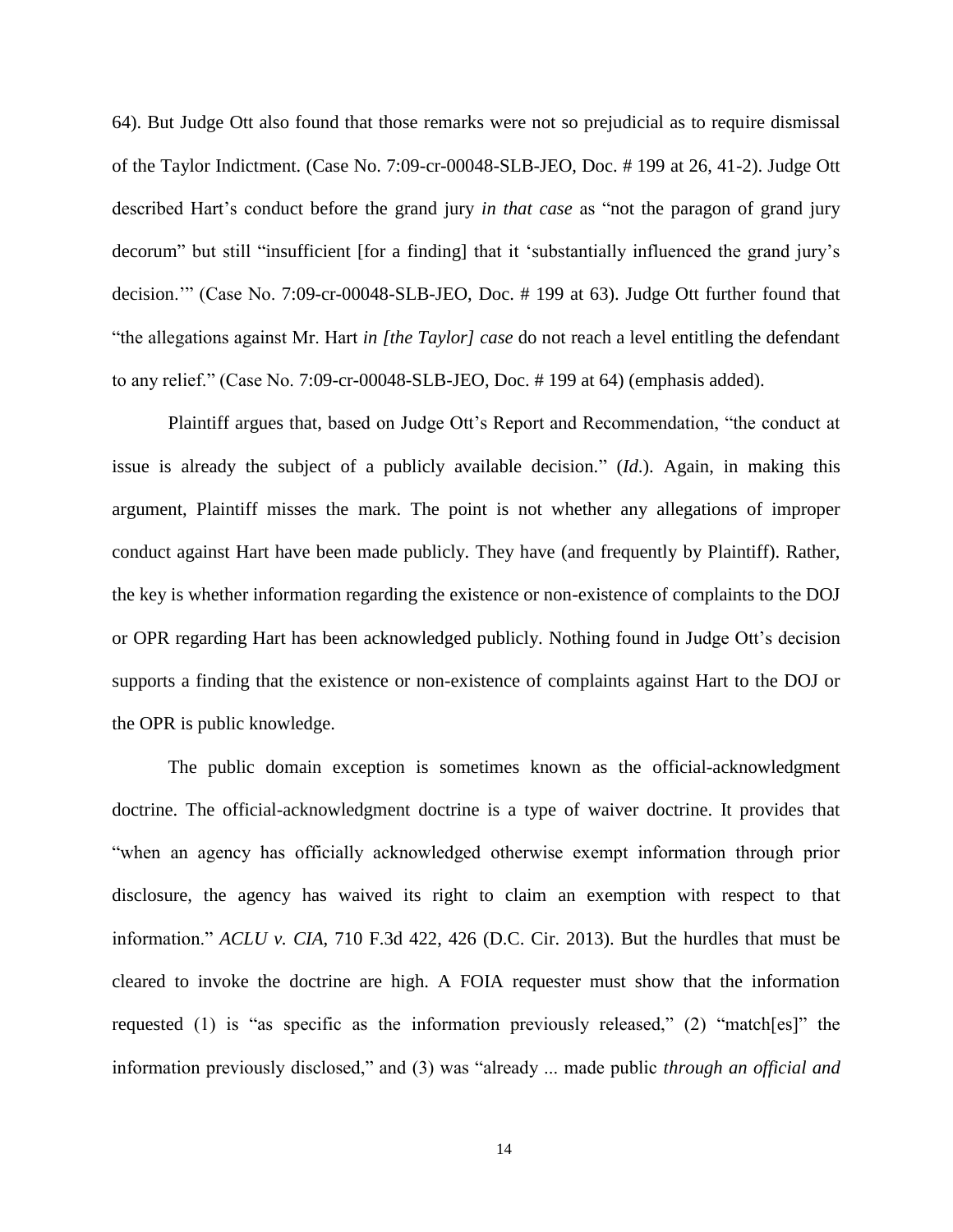64). But Judge Ott also found that those remarks were not so prejudicial as to require dismissal of the Taylor Indictment. (Case No. 7:09-cr-00048-SLB-JEO, Doc. # 199 at 26, 41-2). Judge Ott described Hart's conduct before the grand jury *in that case* as "not the paragon of grand jury decorum" but still "insufficient [for a finding] that it 'substantially influenced the grand jury's decision.'" (Case No. 7:09-cr-00048-SLB-JEO, Doc. # 199 at 63). Judge Ott further found that "the allegations against Mr. Hart *in [the Taylor] case* do not reach a level entitling the defendant to any relief." (Case No. 7:09-cr-00048-SLB-JEO, Doc. # 199 at 64) (emphasis added).

Plaintiff argues that, based on Judge Ott's Report and Recommendation, "the conduct at issue is already the subject of a publicly available decision." (*Id.*). Again, in making this argument, Plaintiff misses the mark. The point is not whether any allegations of improper conduct against Hart have been made publicly. They have (and frequently by Plaintiff). Rather, the key is whether information regarding the existence or non-existence of complaints to the DOJ or OPR regarding Hart has been acknowledged publicly. Nothing found in Judge Ott's decision supports a finding that the existence or non-existence of complaints against Hart to the DOJ or the OPR is public knowledge.

The public domain exception is sometimes known as the official-acknowledgment doctrine. The official-acknowledgment doctrine is a type of waiver doctrine. It provides that "when an agency has officially acknowledged otherwise exempt information through prior disclosure, the agency has waived its right to claim an exemption with respect to that information." *ACLU v. CIA*, 710 F.3d 422, 426 (D.C. Cir. 2013). But the hurdles that must be cleared to invoke the doctrine are high. A FOIA requester must show that the information requested (1) is "as specific as the information previously released," (2) "match[es]" the information previously disclosed," and (3) was "already ... made public *through an official and*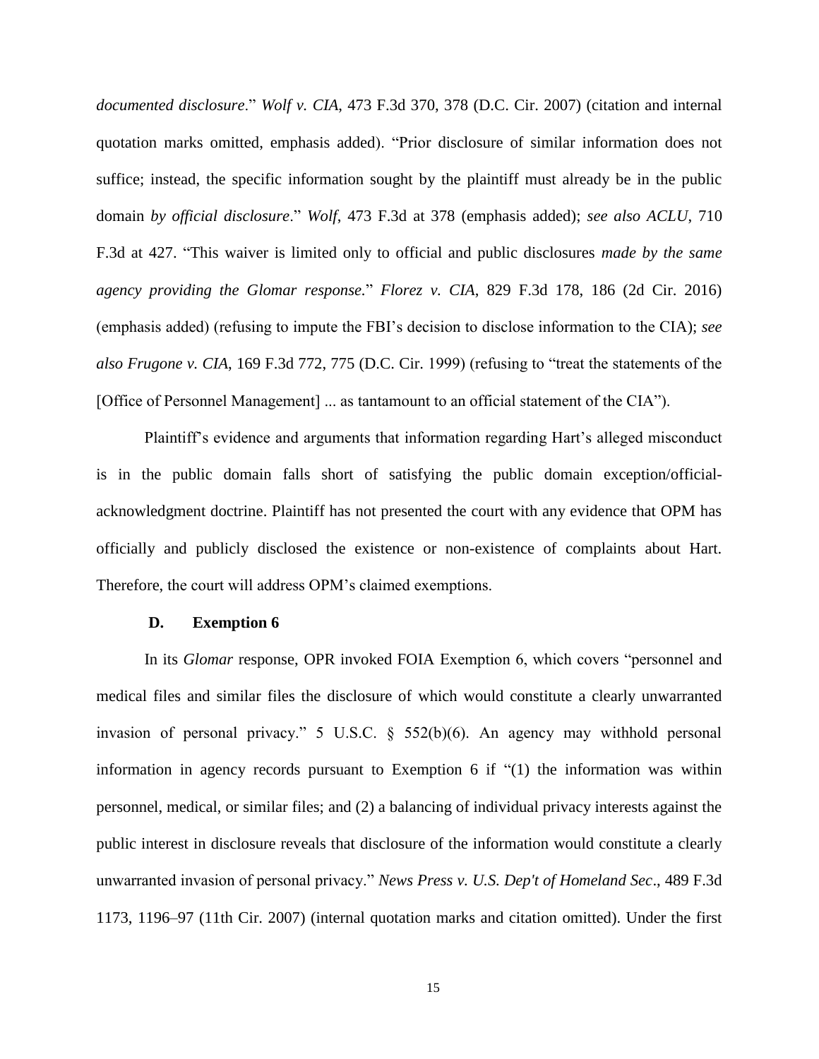*documented disclosure*." *Wolf v. CIA*, 473 F.3d 370, 378 (D.C. Cir. 2007) (citation and internal quotation marks omitted, emphasis added). "Prior disclosure of similar information does not suffice; instead, the specific information sought by the plaintiff must already be in the public domain *by official disclosure*." *Wolf*, 473 F.3d at 378 (emphasis added); *see also ACLU*, 710 F.3d at 427. "This waiver is limited only to official and public disclosures *made by the same agency providing the Glomar response*." *Florez v. CIA*, 829 F.3d 178, 186 (2d Cir. 2016) (emphasis added) (refusing to impute the FBI's decision to disclose information to the CIA); *see also Frugone v. CIA*, 169 F.3d 772, 775 (D.C. Cir. 1999) (refusing to "treat the statements of the [Office of Personnel Management] ... as tantamount to an official statement of the CIA").

Plaintiff's evidence and arguments that information regarding Hart's alleged misconduct is in the public domain falls short of satisfying the public domain exception/official-acknowledgment doctrine. Plaintiff has not presented the court with any evidence that OPM has officially and publicly disclosed the existence or non-existence of complaints about Hart. Therefore, the court will address OPM's claimed exemptions.

### D. Exemption 6

In its *Glomar* response, OPR invoked FOIA Exemption 6, which covers "personnel and medical files and similar files the disclosure of which would constitute a clearly unwarranted invasion of personal privacy." 5 U.S.C. § 552(b)(6). An agency may withhold personal information in agency records pursuant to Exemption 6 if "(1) the information was within personnel, medical, or similar files; and (2) a balancing of individual privacy interests against the public interest in disclosure reveals that disclosure of the information would constitute a clearly unwarranted invasion of personal privacy." *News Press v. U.S. Dep't of Homeland Sec*., 489 F.3d 1173, 1196–97 (11th Cir. 2007) (internal quotation marks and citation omitted). Under the first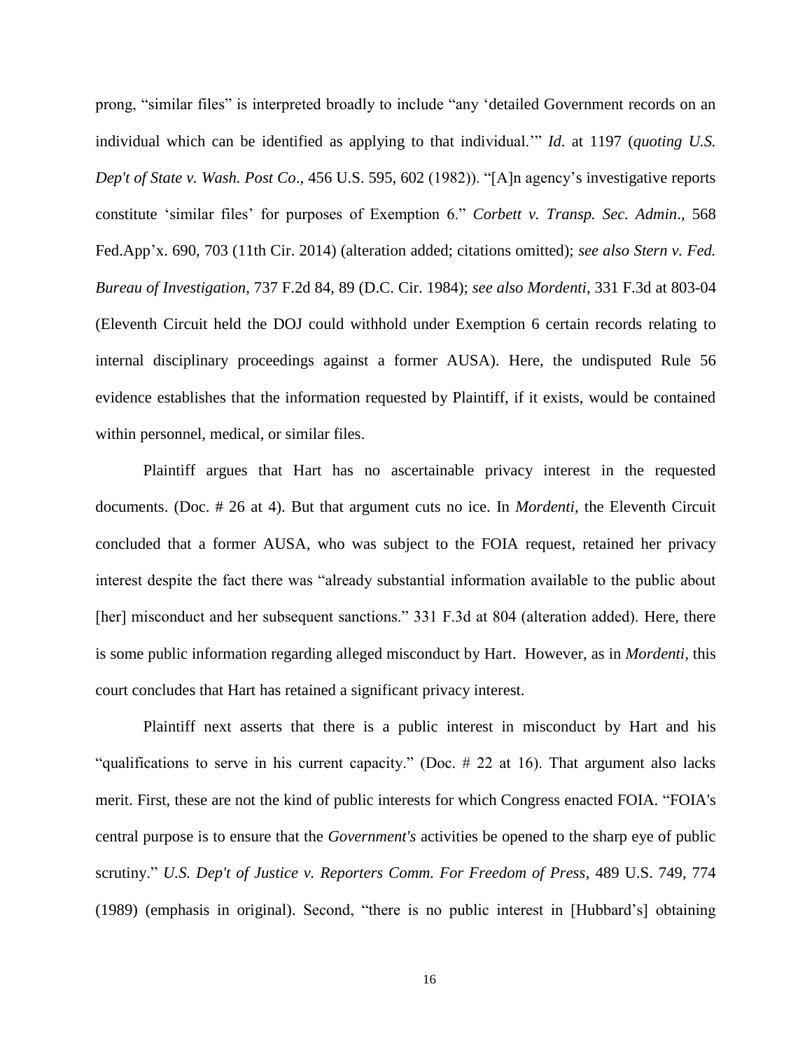prong, "similar files" is interpreted broadly to include "any 'detailed Government records on an individual which can be identified as applying to that individual.'" *Id.* at 1197 (*quoting U.S. Dep't of State v. Wash. Post Co*., 456 U.S. 595, 602 (1982)). "[A]n agency's investigative reports constitute 'similar files' for purposes of Exemption 6." *Corbett v. Transp. Sec. Admin*., 568 Fed.App'x. 690, 703 (11th Cir. 2014) (alteration added; citations omitted); *see also Stern v. Fed. Bureau of Investigation*, 737 F.2d 84, 89 (D.C. Cir. 1984); *see also Mordenti*, 331 F.3d at 803-04 (Eleventh Circuit held the DOJ could withhold under Exemption 6 certain records relating to internal disciplinary proceedings against a former AUSA). Here, the undisputed Rule 56 evidence establishes that the information requested by Plaintiff, if it exists, would be contained within personnel, medical, or similar files.

Plaintiff argues that Hart has no ascertainable privacy interest in the requested documents. (Doc. # 26 at 4). But that argument cuts no ice. In *Mordenti*, the Eleventh Circuit concluded that a former AUSA, who was subject to the FOIA request, retained her privacy interest despite the fact there was "already substantial information available to the public about [her] misconduct and her subsequent sanctions." 331 F.3d at 804 (alteration added). Here, there is some public information regarding alleged misconduct by Hart. However, as in *Mordenti*, this court concludes that Hart has retained a significant privacy interest.

Plaintiff next asserts that there is a public interest in misconduct by Hart and his "qualifications to serve in his current capacity." (Doc. # 22 at 16). That argument also lacks merit. First, these are not the kind of public interests for which Congress enacted FOIA. "FOIA's central purpose is to ensure that the *Government's* activities be opened to the sharp eye of public scrutiny." *U.S. Dep't of Justice v. Reporters Comm. For Freedom of Press*, 489 U.S. 749, 774 (1989) (emphasis in original). Second, "there is no public interest in [Hubbard's] obtaining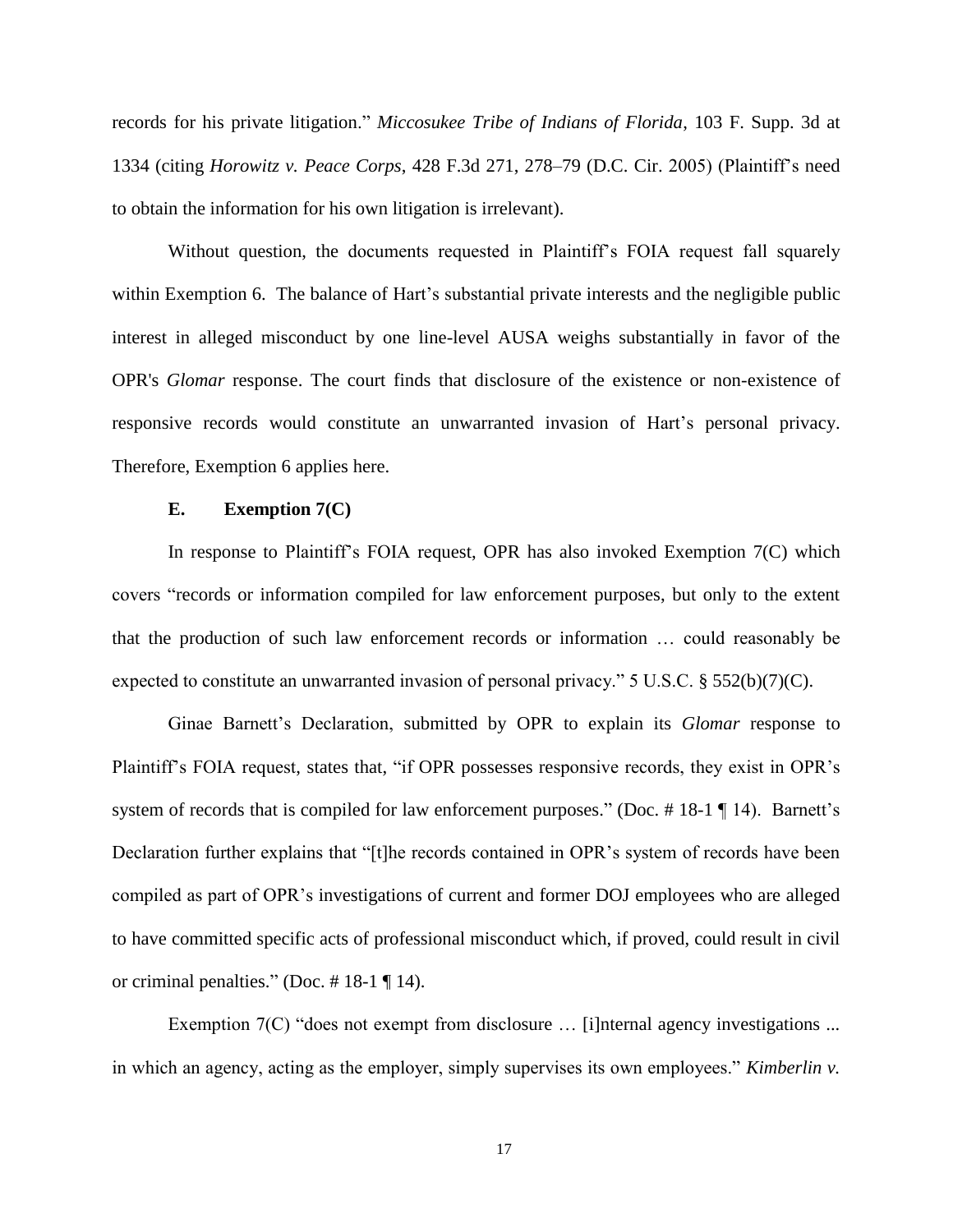records for his private litigation." *Miccosukee Tribe of Indians of Florida*, 103 F. Supp. 3d at 1334 (citing *Horowitz v. Peace Corps*, 428 F.3d 271, 278–79 (D.C. Cir. 2005) (Plaintiff's need to obtain the information for his own litigation is irrelevant).

Without question, the documents requested in Plaintiff's FOIA request fall squarely within Exemption 6. The balance of Hart's substantial private interests and the negligible public interest in alleged misconduct by one line-level AUSA weighs substantially in favor of the OPR's *Glomar* response. The court finds that disclosure of the existence or non-existence of responsive records would constitute an unwarranted invasion of Hart's personal privacy. Therefore, Exemption 6 applies here.

### E. Exemption 7(C)

In response to Plaintiff's FOIA request, OPR has also invoked Exemption 7(C) which covers "records or information compiled for law enforcement purposes, but only to the extent that the production of such law enforcement records or information … could reasonably be expected to constitute an unwarranted invasion of personal privacy." 5 U.S.C. § 552(b)(7)(C).

Ginae Barnett's Declaration, submitted by OPR to explain its *Glomar* response to Plaintiff's FOIA request, states that, "if OPR possesses responsive records, they exist in OPR's system of records that is compiled for law enforcement purposes." (Doc. # 18-1 ¶ 14). Barnett's Declaration further explains that "[t]he records contained in OPR's system of records have been compiled as part of OPR's investigations of current and former DOJ employees who are alleged to have committed specific acts of professional misconduct which, if proved, could result in civil or criminal penalties." (Doc. # 18-1 ¶ 14).

Exemption 7(C) "does not exempt from disclosure … [i]nternal agency investigations ... in which an agency, acting as the employer, simply supervises its own employees." *Kimberlin v.*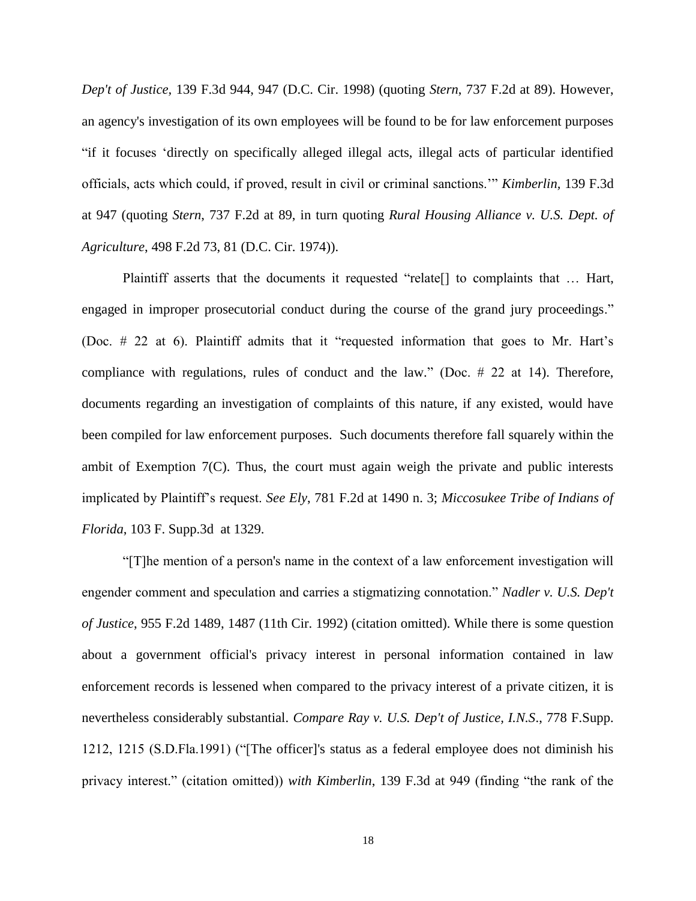*Dep't of Justice*, 139 F.3d 944, 947 (D.C. Cir. 1998) (quoting *Stern*, 737 F.2d at 89). However, an agency's investigation of its own employees will be found to be for law enforcement purposes "if it focuses 'directly on specifically alleged illegal acts, illegal acts of particular identified officials, acts which could, if proved, result in civil or criminal sanctions.'" *Kimberlin*, 139 F.3d at 947 (quoting *Stern*, 737 F.2d at 89, in turn quoting *Rural Housing Alliance v. U.S. Dept. of Agriculture*, 498 F.2d 73, 81 (D.C. Cir. 1974)).

Plaintiff asserts that the documents it requested "relate[] to complaints that … Hart, engaged in improper prosecutorial conduct during the course of the grand jury proceedings." (Doc. # 22 at 6). Plaintiff admits that it "requested information that goes to Mr. Hart's compliance with regulations, rules of conduct and the law." (Doc. # 22 at 14). Therefore, documents regarding an investigation of complaints of this nature, if any existed, would have been compiled for law enforcement purposes. Such documents therefore fall squarely within the ambit of Exemption 7(C). Thus, the court must again weigh the private and public interests implicated by Plaintiff's request. *See Ely*, 781 F.2d at 1490 n. 3; *Miccosukee Tribe of Indians of Florida*, 103 F. Supp.3d at 1329.

"[T]he mention of a person's name in the context of a law enforcement investigation will engender comment and speculation and carries a stigmatizing connotation." *Nadler v. U.S. Dep't of Justice*, 955 F.2d 1489, 1487 (11th Cir. 1992) (citation omitted). While there is some question about a government official's privacy interest in personal information contained in law enforcement records is lessened when compared to the privacy interest of a private citizen, it is nevertheless considerably substantial. *Compare Ray v. U.S. Dep't of Justice, I.N.S*., 778 F.Supp. 1212, 1215 (S.D.Fla.1991) ("[The officer]'s status as a federal employee does not diminish his privacy interest." (citation omitted)) *with Kimberlin*, 139 F.3d at 949 (finding "the rank of the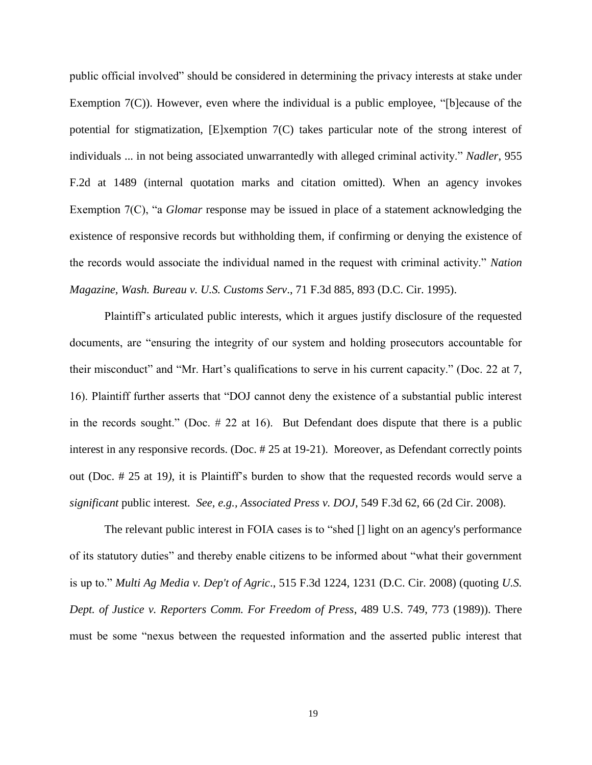public official involved" should be considered in determining the privacy interests at stake under Exemption 7(C)). However, even where the individual is a public employee, "[b]ecause of the potential for stigmatization, [E]xemption 7(C) takes particular note of the strong interest of individuals ... in not being associated unwarrantedly with alleged criminal activity." *Nadler*, 955 F.2d at 1489 (internal quotation marks and citation omitted). When an agency invokes Exemption 7(C), "a *Glomar* response may be issued in place of a statement acknowledging the existence of responsive records but withholding them, if confirming or denying the existence of the records would associate the individual named in the request with criminal activity." *Nation Magazine, Wash. Bureau v. U.S. Customs Serv*., 71 F.3d 885, 893 (D.C. Cir. 1995).

Plaintiff's articulated public interests, which it argues justify disclosure of the requested documents, are "ensuring the integrity of our system and holding prosecutors accountable for their misconduct" and "Mr. Hart's qualifications to serve in his current capacity." (Doc. 22 at 7, 16). Plaintiff further asserts that "DOJ cannot deny the existence of a substantial public interest in the records sought." (Doc. # 22 at 16). But Defendant does dispute that there is a public interest in any responsive records. (Doc. # 25 at 19-21). Moreover, as Defendant correctly points out (Doc. # 25 at 19), it is Plaintiff's burden to show that the requested records would serve a *significant* public interest. *See, e.g., Associated Press v. DOJ*, 549 F.3d 62, 66 (2d Cir. 2008).

The relevant public interest in FOIA cases is to "shed [] light on an agency's performance of its statutory duties" and thereby enable citizens to be informed about "what their government is up to." *Multi Ag Media v. Dep't of Agric*., 515 F.3d 1224, 1231 (D.C. Cir. 2008) (quoting *U.S. Dept. of Justice v. Reporters Comm. For Freedom of Press*, 489 U.S. 749, 773 (1989)). There must be some "nexus between the requested information and the asserted public interest that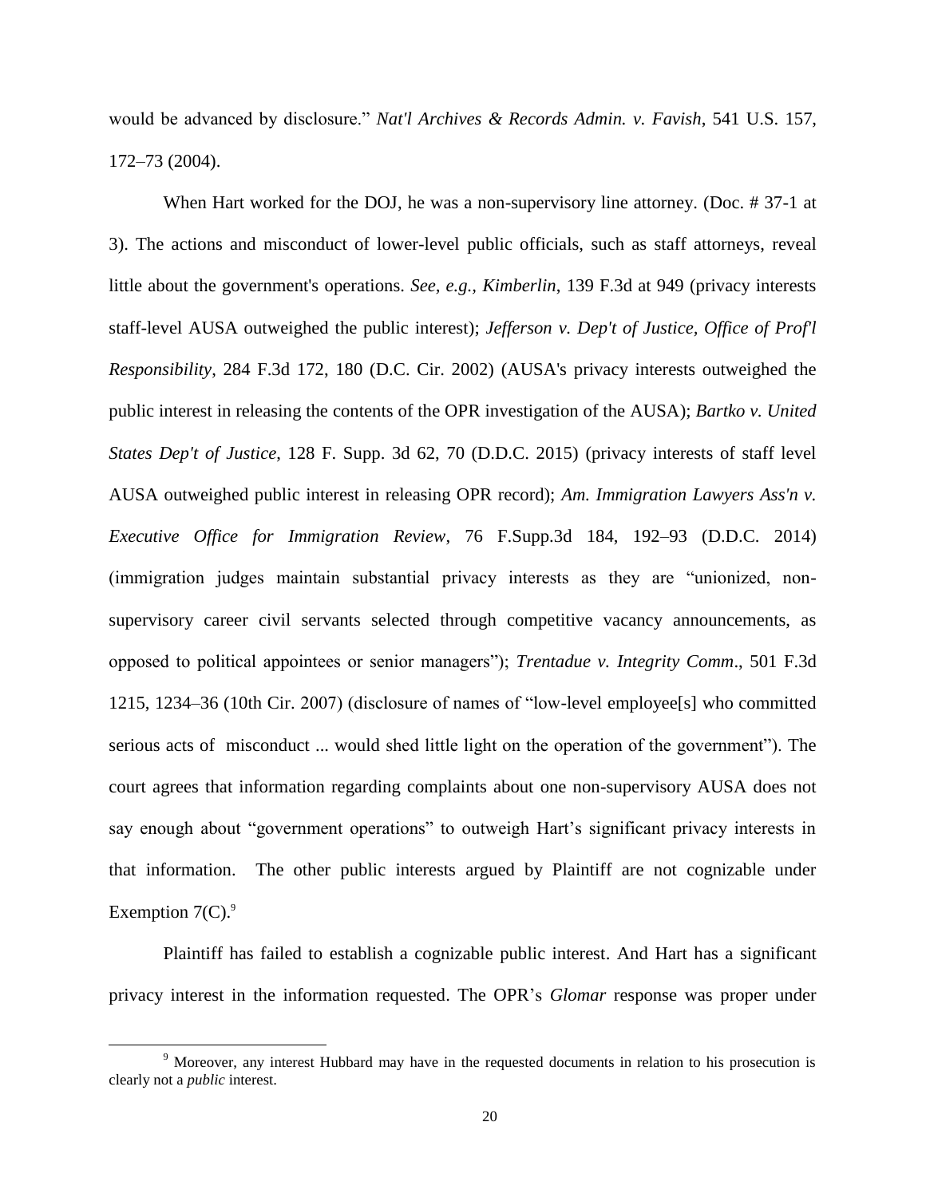would be advanced by disclosure." *Nat'l Archives & Records Admin. v. Favish*, 541 U.S. 157, 172–73 (2004).

When Hart worked for the DOJ, he was a non-supervisory line attorney. (Doc. # 37-1 at 3). The actions and misconduct of lower-level public officials, such as staff attorneys, reveal little about the government's operations. *See, e.g., Kimberlin*, 139 F.3d at 949 (privacy interests staff-level AUSA outweighed the public interest); *Jefferson v. Dep't of Justice, Office of Prof'l Responsibility*, 284 F.3d 172, 180 (D.C. Cir. 2002) (AUSA's privacy interests outweighed the public interest in releasing the contents of the OPR investigation of the AUSA); *Bartko v. United States Dep't of Justice*, 128 F. Supp. 3d 62, 70 (D.D.C. 2015) (privacy interests of staff level AUSA outweighed public interest in releasing OPR record); *Am. Immigration Lawyers Ass'n v. Executive Office for Immigration Review*, 76 F.Supp.3d 184, 192–93 (D.D.C. 2014) (immigration judges maintain substantial privacy interests as they are "unionized, non-supervisory career civil servants selected through competitive vacancy announcements, as opposed to political appointees or senior managers"); *Trentadue v. Integrity Comm*., 501 F.3d 1215, 1234–36 (10th Cir. 2007) (disclosure of names of "low-level employee[s] who committed serious acts of misconduct ... would shed little light on the operation of the government"). The court agrees that information regarding complaints about one non-supervisory AUSA does not say enough about "government operations" to outweigh Hart's significant privacy interests in that information. The other public interests argued by Plaintiff are not cognizable under Exemption 7(C).[9]

Plaintiff has failed to establish a cognizable public interest. And Hart has a significant privacy interest in the information requested. The OPR's *Glomar* response was proper under

---

[9] Moreover, any interest Hubbard may have in the requested documents in relation to his prosecution is clearly not a *public* interest.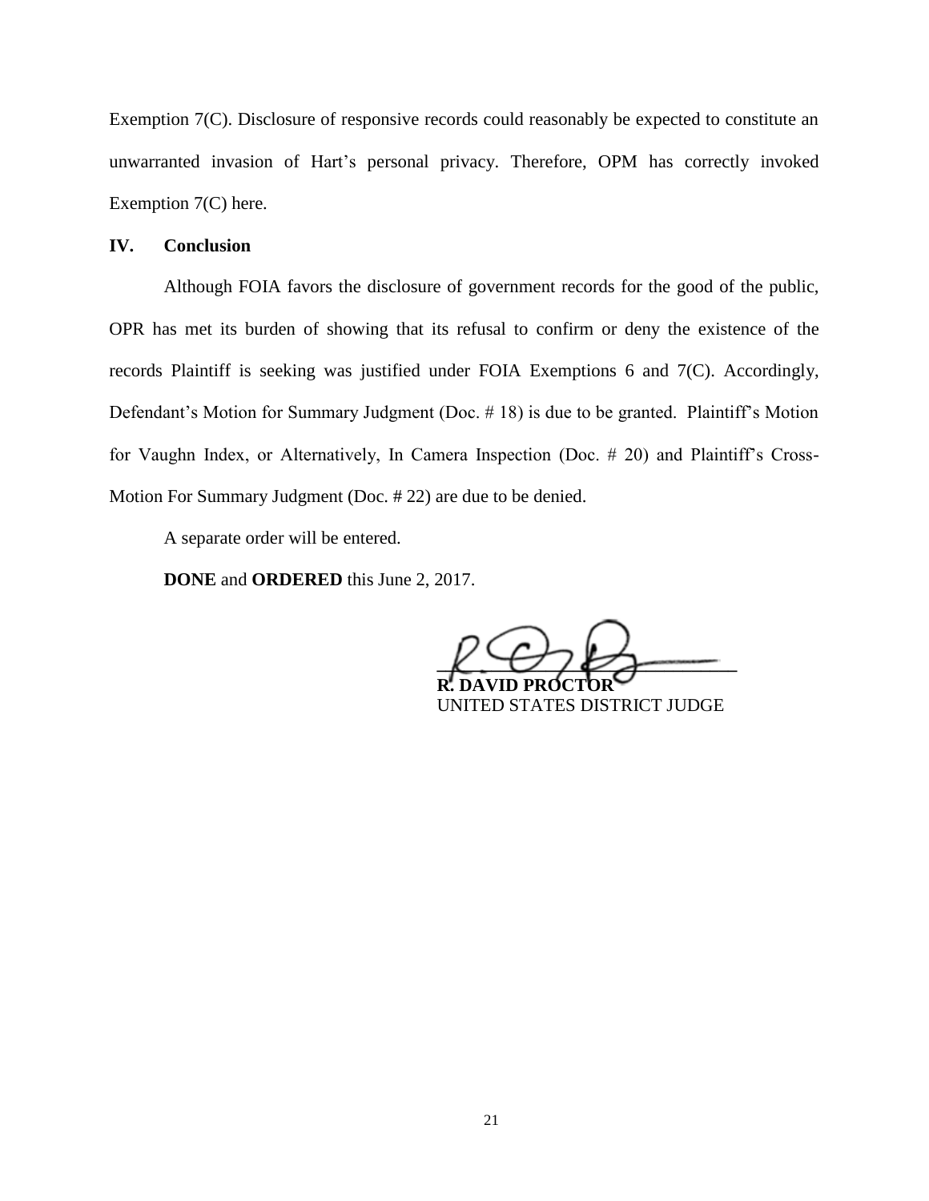Exemption 7(C). Disclosure of responsive records could reasonably be expected to constitute an unwarranted invasion of Hart's personal privacy. Therefore, OPM has correctly invoked Exemption 7(C) here.

## IV. Conclusion

Although FOIA favors the disclosure of government records for the good of the public, OPR has met its burden of showing that its refusal to confirm or deny the existence of the records Plaintiff is seeking was justified under FOIA Exemptions 6 and 7(C). Accordingly, Defendant's Motion for Summary Judgment (Doc. # 18) is due to be granted. Plaintiff's Motion for Vaughn Index, or Alternatively, In Camera Inspection (Doc. # 20) and Plaintiff's Cross-Motion For Summary Judgment (Doc. # 22) are due to be denied.

A separate order will be entered.

**DONE** and **ORDERED** this June 2, 2017.

**R. DAVID PROCTOR**
UNITED STATES DISTRICT JUDGE